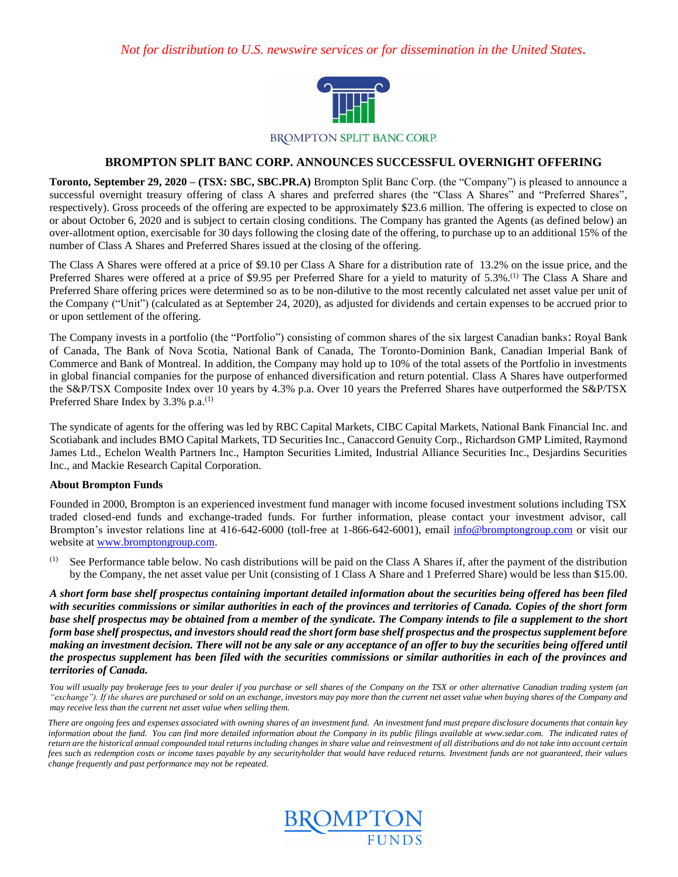*Not for distribution to U.S. newswire services or for dissemination in the United States.*

BROMPTON SPLIT BANC CORP.

# BROMPTON SPLIT BANC CORP. ANNOUNCES SUCCESSFUL OVERNIGHT OFFERING

**Toronto, September 29, 2020 – (TSX: SBC, SBC.PR.A)** Brompton Split Banc Corp. (the "Company") is pleased to announce a successful overnight treasury offering of class A shares and preferred shares (the "Class A Shares" and "Preferred Shares", respectively). Gross proceeds of the offering are expected to be approximately $23.6 million. The offering is expected to close on or about October 6, 2020 and is subject to certain closing conditions. The Company has granted the Agents (as defined below) an over-allotment option, exercisable for 30 days following the closing date of the offering, to purchase up to an additional 15% of the number of Class A Shares and Preferred Shares issued at the closing of the offering.

The Class A Shares were offered at a price of $9.10 per Class A Share for a distribution rate of 13.2% on the issue price, and the Preferred Shares were offered at a price of $9.95 per Preferred Share for a yield to maturity of 5.3%.[1] The Class A Share and Preferred Share offering prices were determined so as to be non-dilutive to the most recently calculated net asset value per unit of the Company ("Unit") (calculated as at September 24, 2020), as adjusted for dividends and certain expenses to be accrued prior to or upon settlement of the offering.

The Company invests in a portfolio (the "Portfolio") consisting of common shares of the six largest Canadian banks: Royal Bank of Canada, The Bank of Nova Scotia, National Bank of Canada, The Toronto-Dominion Bank, Canadian Imperial Bank of Commerce and Bank of Montreal. In addition, the Company may hold up to 10% of the total assets of the Portfolio in investments in global financial companies for the purpose of enhanced diversification and return potential. Class A Shares have outperformed the S&P/TSX Composite Index over 10 years by 4.3% p.a. Over 10 years the Preferred Shares have outperformed the S&P/TSX Preferred Share Index by 3.3% p.a.[1]

The syndicate of agents for the offering was led by RBC Capital Markets, CIBC Capital Markets, National Bank Financial Inc. and Scotiabank and includes BMO Capital Markets, TD Securities Inc., Canaccord Genuity Corp., Richardson GMP Limited, Raymond James Ltd., Echelon Wealth Partners Inc., Hampton Securities Limited, Industrial Alliance Securities Inc., Desjardins Securities Inc., and Mackie Research Capital Corporation.

**About Brompton Funds**

Founded in 2000, Brompton is an experienced investment fund manager with income focused investment solutions including TSX traded closed-end funds and exchange-traded funds. For further information, please contact your investment advisor, call Brompton's investor relations line at 416-642-6000 (toll-free at 1-866-642-6001), email info@bromptongroup.com or visit our website at www.bromptongroup.com.

(1) See Performance table below. No cash distributions will be paid on the Class A Shares if, after the payment of the distribution by the Company, the net asset value per Unit (consisting of 1 Class A Share and 1 Preferred Share) would be less than $15.00.

***A short form base shelf prospectus containing important detailed information about the securities being offered has been filed with securities commissions or similar authorities in each of the provinces and territories of Canada. Copies of the short form base shelf prospectus may be obtained from a member of the syndicate. The Company intends to file a supplement to the short form base shelf prospectus, and investors should read the short form base shelf prospectus and the prospectus supplement before making an investment decision. There will not be any sale or any acceptance of an offer to buy the securities being offered until the prospectus supplement has been filed with the securities commissions or similar authorities in each of the provinces and territories of Canada.***

*You will usually pay brokerage fees to your dealer if you purchase or sell shares of the Company on the TSX or other alternative Canadian trading system (an "exchange"). If the shares are purchased or sold on an exchange, investors may pay more than the current net asset value when buying shares of the Company and may receive less than the current net asset value when selling them.*

*There are ongoing fees and expenses associated with owning shares of an investment fund. An investment fund must prepare disclosure documents that contain key information about the fund. You can find more detailed information about the Company in its public filings available at www.sedar.com. The indicated rates of return are the historical annual compounded total returns including changes in share value and reinvestment of all distributions and do not take into account certain fees such as redemption costs or income taxes payable by any securityholder that would have reduced returns. Investment funds are not guaranteed, their values change frequently and past performance may not be repeated.*

BROMPTON FUNDS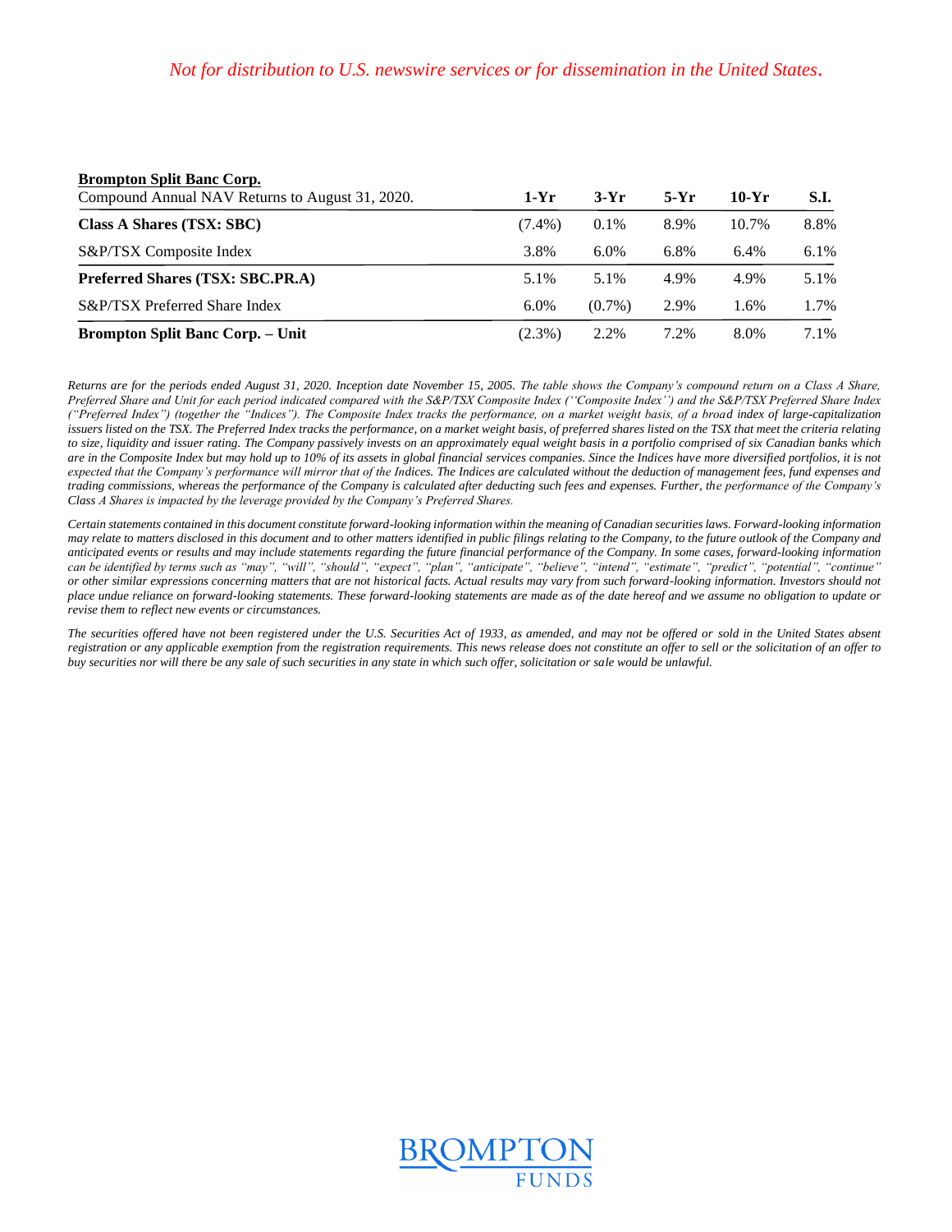*Not for distribution to U.S. newswire services or for dissemination in the United States.*

| **Brompton Split Banc Corp.** Compound Annual NAV Returns to August 31, 2020. | **1-Yr** | **3-Yr** | **5-Yr** | **10-Yr** | **S.I.** |
|---|---|---|---|---|---|
| **Class A Shares (TSX: SBC)** | (7.4%) | 0.1% | 8.9% | 10.7% | 8.8% |
| S&P/TSX Composite Index | 3.8% | 6.0% | 6.8% | 6.4% | 6.1% |
| **Preferred Shares (TSX: SBC.PR.A)** | 5.1% | 5.1% | 4.9% | 4.9% | 5.1% |
| S&P/TSX Preferred Share Index | 6.0% | (0.7%) | 2.9% | 1.6% | 1.7% |
| **Brompton Split Banc Corp. – Unit** | (2.3%) | 2.2% | 7.2% | 8.0% | 7.1% |

*Returns are for the periods ended August 31, 2020. Inception date November 15, 2005. The table shows the Company's compound return on a Class A Share, Preferred Share and Unit for each period indicated compared with the S&P/TSX Composite Index ("Composite Index") and the S&P/TSX Preferred Share Index ("Preferred Index") (together the "Indices"). The Composite Index tracks the performance, on a market weight basis, of a broad index of large-capitalization issuers listed on the TSX. The Preferred Index tracks the performance, on a market weight basis, of preferred shares listed on the TSX that meet the criteria relating to size, liquidity and issuer rating. The Company passively invests on an approximately equal weight basis in a portfolio comprised of six Canadian banks which are in the Composite Index but may hold up to 10% of its assets in global financial services companies. Since the Indices have more diversified portfolios, it is not expected that the Company's performance will mirror that of the Indices. The Indices are calculated without the deduction of management fees, fund expenses and trading commissions, whereas the performance of the Company is calculated after deducting such fees and expenses. Further, the performance of the Company's Class A Shares is impacted by the leverage provided by the Company's Preferred Shares.*

*Certain statements contained in this document constitute forward-looking information within the meaning of Canadian securities laws. Forward-looking information may relate to matters disclosed in this document and to other matters identified in public filings relating to the Company, to the future outlook of the Company and anticipated events or results and may include statements regarding the future financial performance of the Company. In some cases, forward-looking information can be identified by terms such as "may", "will", "should", "expect", "plan", "anticipate", "believe", "intend", "estimate", "predict", "potential", "continue" or other similar expressions concerning matters that are not historical facts. Actual results may vary from such forward-looking information. Investors should not place undue reliance on forward-looking statements. These forward-looking statements are made as of the date hereof and we assume no obligation to update or revise them to reflect new events or circumstances.*

*The securities offered have not been registered under the U.S. Securities Act of 1933, as amended, and may not be offered or sold in the United States absent registration or any applicable exemption from the registration requirements. This news release does not constitute an offer to sell or the solicitation of an offer to buy securities nor will there be any sale of such securities in any state in which such offer, solicitation or sale would be unlawful.*

BROMPTON FUNDS